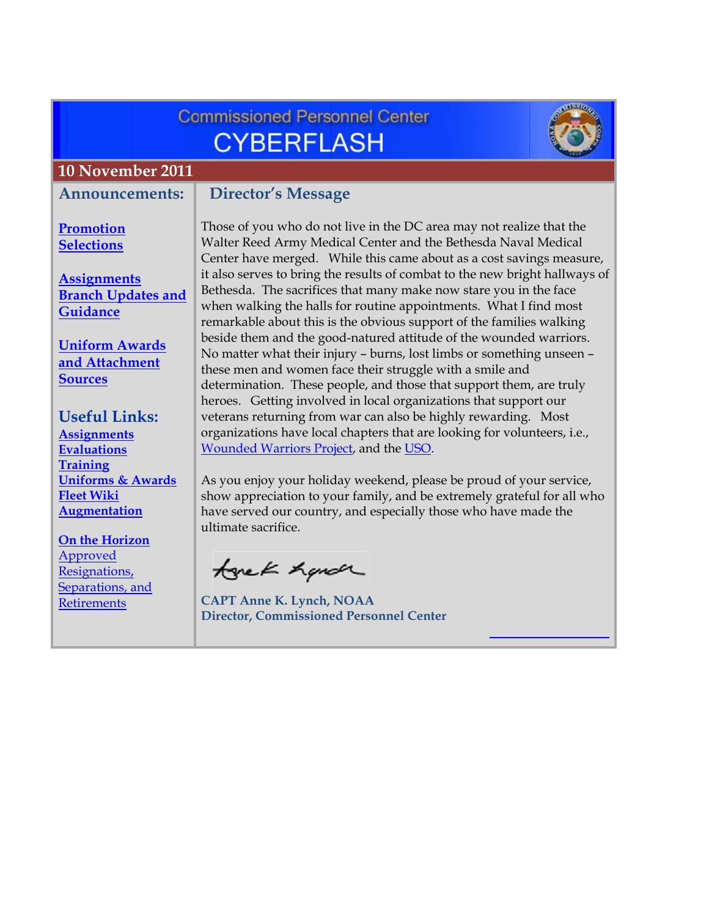Commissioned Personnel Center

# CYBERFLASH

## 10 November 2011

### Announcements:

**Promotion Selections**

**Assignments Branch Updates and Guidance**

**Uniform Awards and Attachment Sources**

### Useful Links:

**Assignments**
**Evaluations**
**Training**
**Uniforms & Awards**
**Fleet Wiki**
**Augmentation**

**On the Horizon**

Approved Resignations, Separations, and Retirements

### Director's Message

Those of you who do not live in the DC area may not realize that the Walter Reed Army Medical Center and the Bethesda Naval Medical Center have merged. While this came about as a cost savings measure, it also serves to bring the results of combat to the new bright hallways of Bethesda. The sacrifices that many make now stare you in the face when walking the halls for routine appointments. What I find most remarkable about this is the obvious support of the families walking beside them and the good-natured attitude of the wounded warriors. No matter what their injury – burns, lost limbs or something unseen – these men and women face their struggle with a smile and determination. These people, and those that support them, are truly heroes. Getting involved in local organizations that support our veterans returning from war can also be highly rewarding. Most organizations have local chapters that are looking for volunteers, i.e., Wounded Warriors Project, and the USO.

As you enjoy your holiday weekend, please be proud of your service, show appreciation to your family, and be extremely grateful for all who have served our country, and especially those who have made the ultimate sacrifice.

**CAPT Anne K. Lynch, NOAA**
**Director, Commissioned Personnel Center**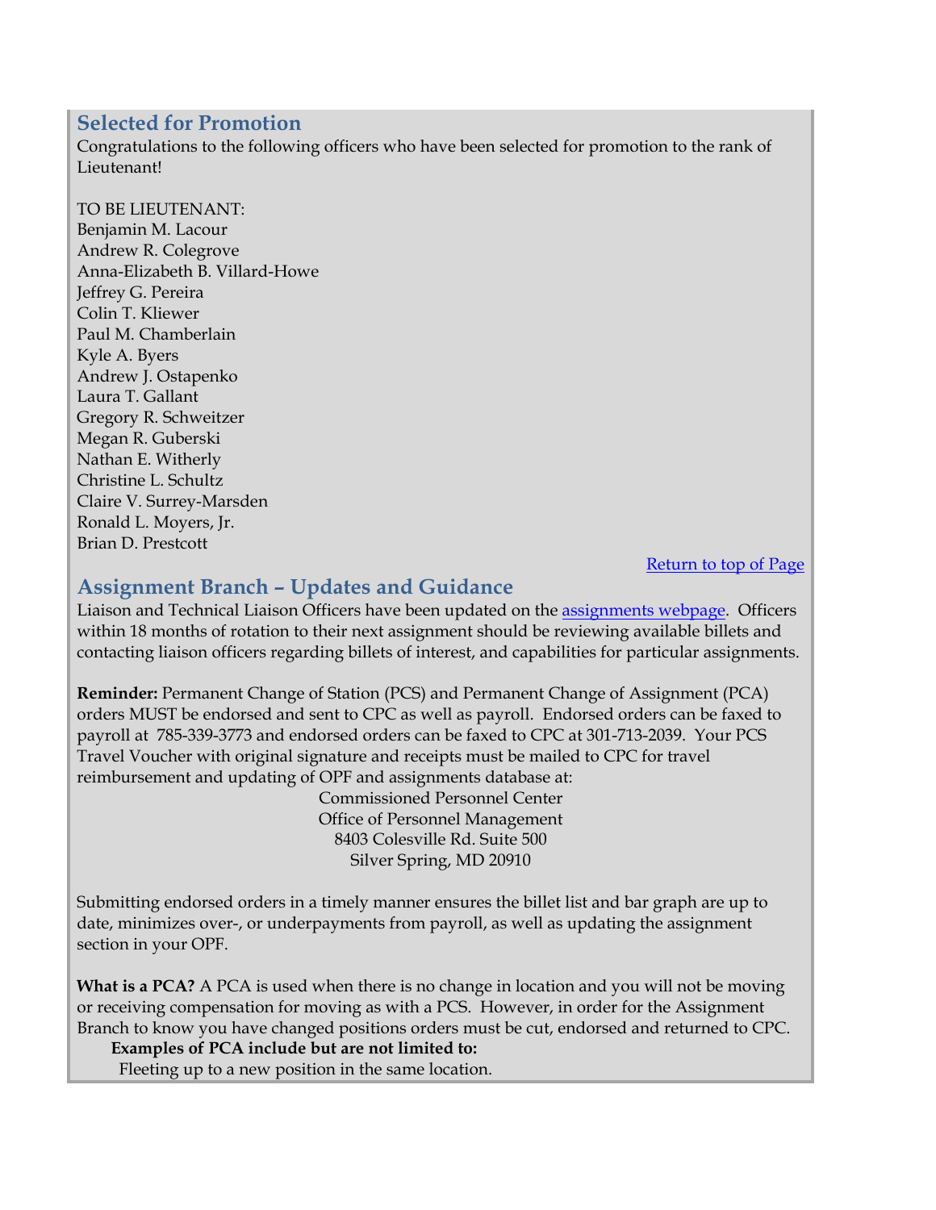## Selected for Promotion

Congratulations to the following officers who have been selected for promotion to the rank of Lieutenant!

TO BE LIEUTENANT:
Benjamin M. Lacour
Andrew R. Colegrove
Anna-Elizabeth B. Villard-Howe
Jeffrey G. Pereira
Colin T. Kliewer
Paul M. Chamberlain
Kyle A. Byers
Andrew J. Ostapenko
Laura T. Gallant
Gregory R. Schweitzer
Megan R. Guberski
Nathan E. Witherly
Christine L. Schultz
Claire V. Surrey-Marsden
Ronald L. Moyers, Jr.
Brian D. Prestcott

Return to top of Page

## Assignment Branch – Updates and Guidance

Liaison and Technical Liaison Officers have been updated on the assignments webpage. Officers within 18 months of rotation to their next assignment should be reviewing available billets and contacting liaison officers regarding billets of interest, and capabilities for particular assignments.

**Reminder:** Permanent Change of Station (PCS) and Permanent Change of Assignment (PCA) orders MUST be endorsed and sent to CPC as well as payroll. Endorsed orders can be faxed to payroll at 785-339-3773 and endorsed orders can be faxed to CPC at 301-713-2039. Your PCS Travel Voucher with original signature and receipts must be mailed to CPC for travel reimbursement and updating of OPF and assignments database at:

Commissioned Personnel Center
Office of Personnel Management
8403 Colesville Rd. Suite 500
Silver Spring, MD 20910

Submitting endorsed orders in a timely manner ensures the billet list and bar graph are up to date, minimizes over-, or underpayments from payroll, as well as updating the assignment section in your OPF.

**What is a PCA?** A PCA is used when there is no change in location and you will not be moving or receiving compensation for moving as with a PCS. However, in order for the Assignment Branch to know you have changed positions orders must be cut, endorsed and returned to CPC.

**Examples of PCA include but are not limited to:**

Fleeting up to a new position in the same location.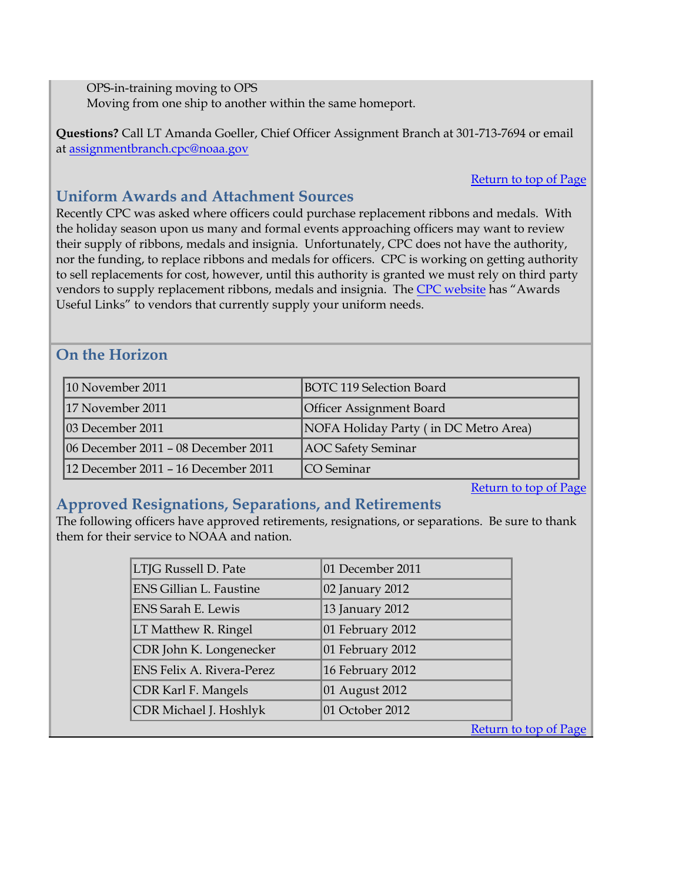OPS-in-training moving to OPS
Moving from one ship to another within the same homeport.

**Questions?** Call LT Amanda Goeller, Chief Officer Assignment Branch at 301-713-7694 or email at assignmentbranch.cpc@noaa.gov

Return to top of Page

## Uniform Awards and Attachment Sources

Recently CPC was asked where officers could purchase replacement ribbons and medals. With the holiday season upon us many and formal events approaching officers may want to review their supply of ribbons, medals and insignia. Unfortunately, CPC does not have the authority, nor the funding, to replace ribbons and medals for officers. CPC is working on getting authority to sell replacements for cost, however, until this authority is granted we must rely on third party vendors to supply replacement ribbons, medals and insignia. The CPC website has "Awards Useful Links" to vendors that currently supply your uniform needs.

## On the Horizon

| | |
|---|---|
| 10 November 2011 | BOTC 119 Selection Board |
| 17 November 2011 | Officer Assignment Board |
| 03 December 2011 | NOFA Holiday Party ( in DC Metro Area) |
| 06 December 2011 – 08 December 2011 | AOC Safety Seminar |
| 12 December 2011 – 16 December 2011 | CO Seminar |

Return to top of Page

## Approved Resignations, Separations, and Retirements

The following officers have approved retirements, resignations, or separations. Be sure to thank them for their service to NOAA and nation.

| | |
|---|---|
| LTJG Russell D. Pate | 01 December 2011 |
| ENS Gillian L. Faustine | 02 January 2012 |
| ENS Sarah E. Lewis | 13 January 2012 |
| LT Matthew R. Ringel | 01 February 2012 |
| CDR John K. Longenecker | 01 February 2012 |
| ENS Felix A. Rivera-Perez | 16 February 2012 |
| CDR Karl F. Mangels | 01 August 2012 |
| CDR Michael J. Hoshlyk | 01 October 2012 |

Return to top of Page